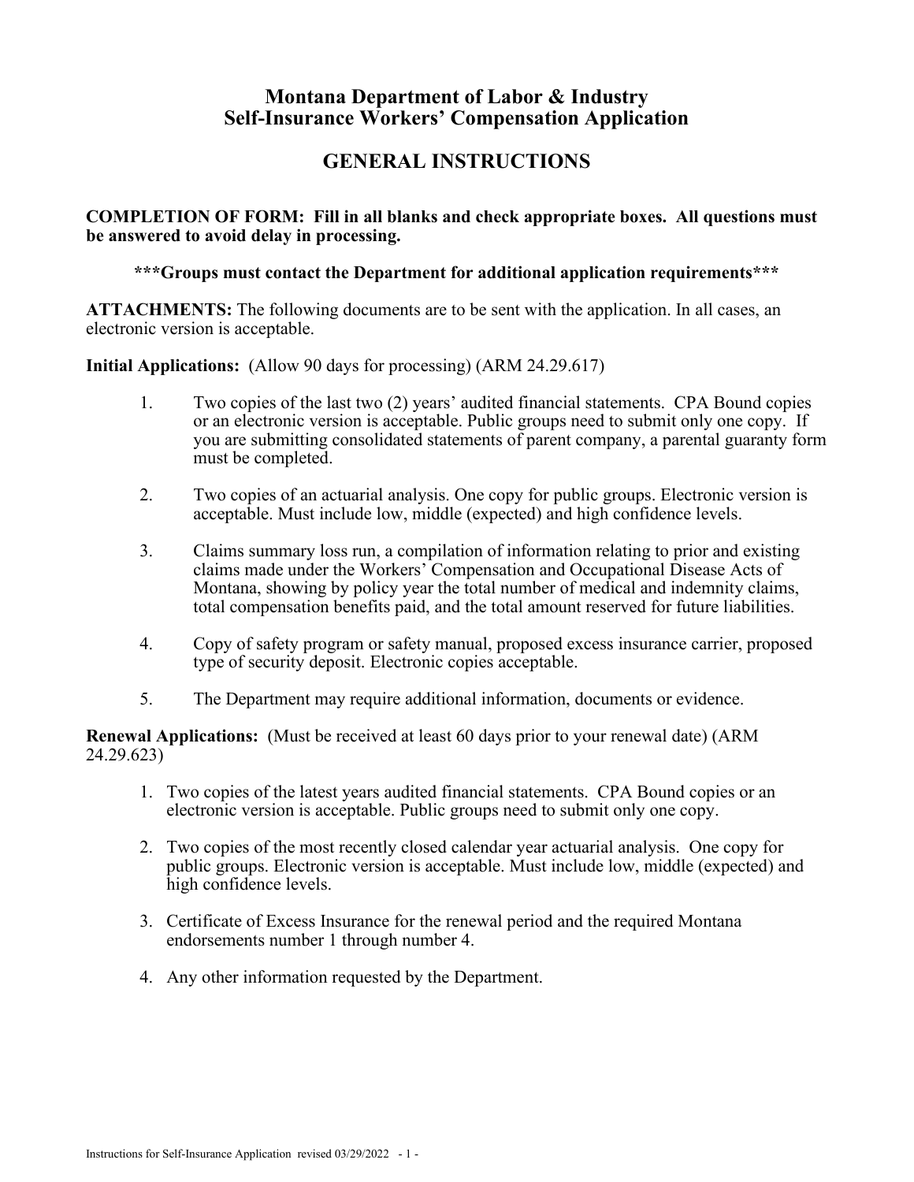# Montana Department of Labor & Industry
# Self-Insurance Workers' Compensation Application

## GENERAL INSTRUCTIONS

**COMPLETION OF FORM: Fill in all blanks and check appropriate boxes. All questions must be answered to avoid delay in processing.**

**\*\*\*Groups must contact the Department for additional application requirements\*\*\***

**ATTACHMENTS:** The following documents are to be sent with the application. In all cases, an electronic version is acceptable.

**Initial Applications:** (Allow 90 days for processing) (ARM 24.29.617)

1. Two copies of the last two (2) years' audited financial statements. CPA Bound copies or an electronic version is acceptable. Public groups need to submit only one copy. If you are submitting consolidated statements of parent company, a parental guaranty form must be completed.
2. Two copies of an actuarial analysis. One copy for public groups. Electronic version is acceptable. Must include low, middle (expected) and high confidence levels.
3. Claims summary loss run, a compilation of information relating to prior and existing claims made under the Workers' Compensation and Occupational Disease Acts of Montana, showing by policy year the total number of medical and indemnity claims, total compensation benefits paid, and the total amount reserved for future liabilities.
4. Copy of safety program or safety manual, proposed excess insurance carrier, proposed type of security deposit. Electronic copies acceptable.
5. The Department may require additional information, documents or evidence.

**Renewal Applications:** (Must be received at least 60 days prior to your renewal date) (ARM 24.29.623)

1. Two copies of the latest years audited financial statements. CPA Bound copies or an electronic version is acceptable. Public groups need to submit only one copy.
2. Two copies of the most recently closed calendar year actuarial analysis. One copy for public groups. Electronic version is acceptable. Must include low, middle (expected) and high confidence levels.
3. Certificate of Excess Insurance for the renewal period and the required Montana endorsements number 1 through number 4.
4. Any other information requested by the Department.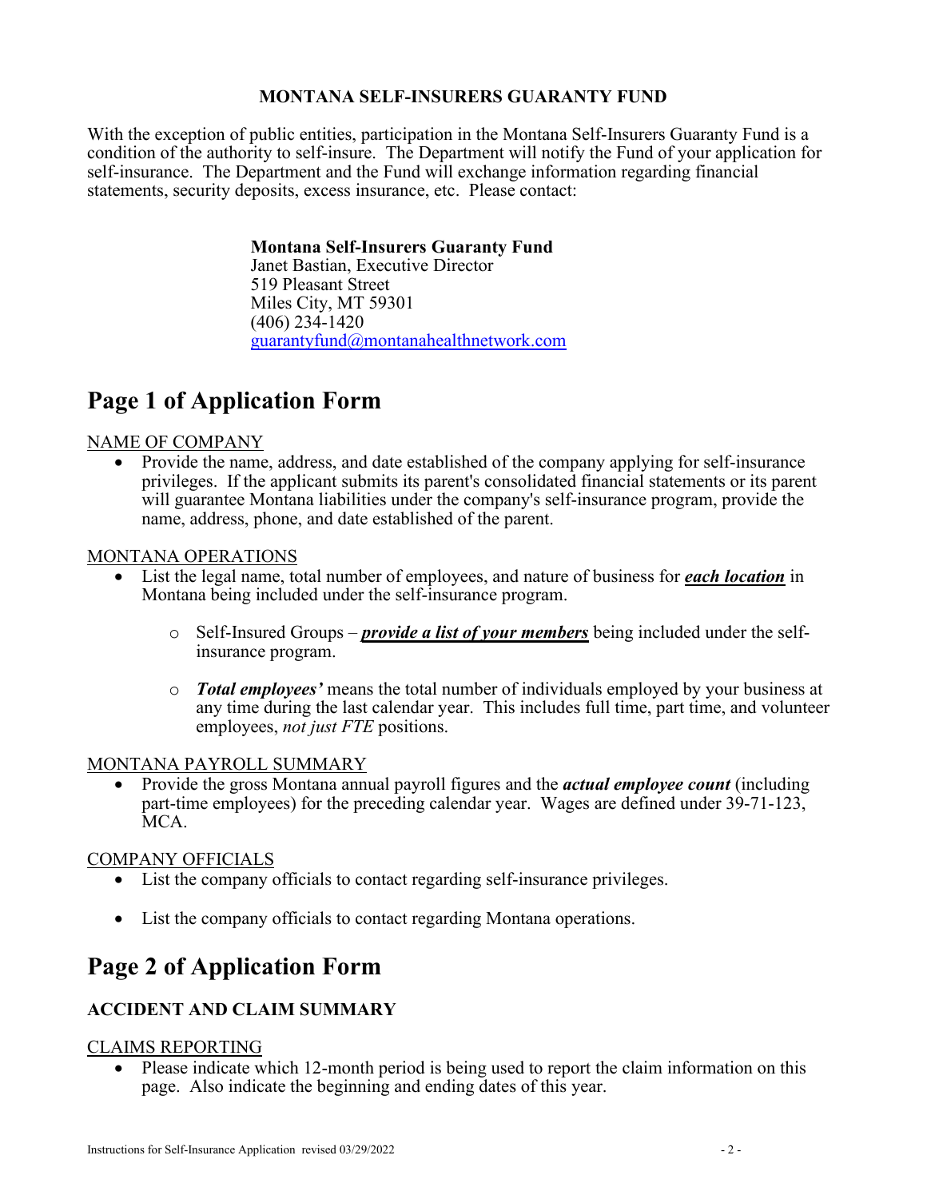**MONTANA SELF-INSURERS GUARANTY FUND**

With the exception of public entities, participation in the Montana Self-Insurers Guaranty Fund is a condition of the authority to self-insure. The Department will notify the Fund of your application for self-insurance. The Department and the Fund will exchange information regarding financial statements, security deposits, excess insurance, etc. Please contact:

> **Montana Self-Insurers Guaranty Fund**
> Janet Bastian, Executive Director
> 519 Pleasant Street
> Miles City, MT 59301
> (406) 234-1420
> guarantyfund@montanahealthnetwork.com

# Page 1 of Application Form

<u>NAME OF COMPANY</u>

- Provide the name, address, and date established of the company applying for self-insurance privileges. If the applicant submits its parent's consolidated financial statements or its parent will guarantee Montana liabilities under the company's self-insurance program, provide the name, address, phone, and date established of the parent.

<u>MONTANA OPERATIONS</u>

- List the legal name, total number of employees, and nature of business for ***<u>each location</u>*** in Montana being included under the self-insurance program.
    - Self-Insured Groups – ***<u>provide a list of your members</u>*** being included under the self-insurance program.
    - ***Total employees'*** means the total number of individuals employed by your business at any time during the last calendar year. This includes full time, part time, and volunteer employees, *not just FTE* positions.

<u>MONTANA PAYROLL SUMMARY</u>

- Provide the gross Montana annual payroll figures and the ***actual employee count*** (including part-time employees) for the preceding calendar year. Wages are defined under 39-71-123, MCA.

<u>COMPANY OFFICIALS</u>

- List the company officials to contact regarding self-insurance privileges.
- List the company officials to contact regarding Montana operations.

# Page 2 of Application Form

### ACCIDENT AND CLAIM SUMMARY

<u>CLAIMS REPORTING</u>

- Please indicate which 12-month period is being used to report the claim information on this page. Also indicate the beginning and ending dates of this year.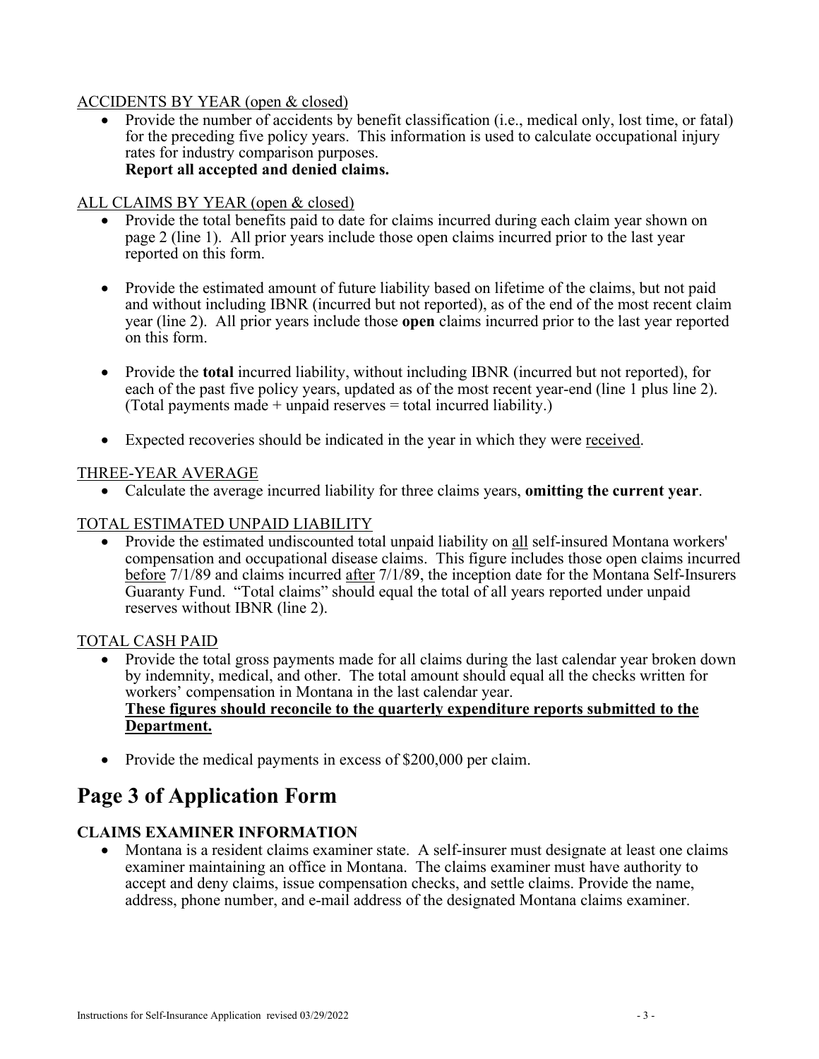<u>ACCIDENTS BY YEAR (open & closed)</u>

- Provide the number of accidents by benefit classification (i.e., medical only, lost time, or fatal) for the preceding five policy years. This information is used to calculate occupational injury rates for industry comparison purposes.
  **Report all accepted and denied claims.**

<u>ALL CLAIMS BY YEAR (open & closed)</u>

- Provide the total benefits paid to date for claims incurred during each claim year shown on page 2 (line 1). All prior years include those open claims incurred prior to the last year reported on this form.
- Provide the estimated amount of future liability based on lifetime of the claims, but not paid and without including IBNR (incurred but not reported), as of the end of the most recent claim year (line 2). All prior years include those **open** claims incurred prior to the last year reported on this form.
- Provide the **total** incurred liability, without including IBNR (incurred but not reported), for each of the past five policy years, updated as of the most recent year-end (line 1 plus line 2). (Total payments made + unpaid reserves = total incurred liability.)
- Expected recoveries should be indicated in the year in which they were <u>received</u>.

<u>THREE-YEAR AVERAGE</u>

- Calculate the average incurred liability for three claims years, **omitting the current year**.

<u>TOTAL ESTIMATED UNPAID LIABILITY</u>

- Provide the estimated undiscounted total unpaid liability on <u>all</u> self-insured Montana workers' compensation and occupational disease claims. This figure includes those open claims incurred <u>before</u> 7/1/89 and claims incurred <u>after</u> 7/1/89, the inception date for the Montana Self-Insurers Guaranty Fund. "Total claims" should equal the total of all years reported under unpaid reserves without IBNR (line 2).

<u>TOTAL CASH PAID</u>

- Provide the total gross payments made for all claims during the last calendar year broken down by indemnity, medical, and other. The total amount should equal all the checks written for workers' compensation in Montana in the last calendar year.
  <u>**These figures should reconcile to the quarterly expenditure reports submitted to the Department.**</u>
- Provide the medical payments in excess of $200,000 per claim.

# Page 3 of Application Form

### CLAIMS EXAMINER INFORMATION

- Montana is a resident claims examiner state. A self-insurer must designate at least one claims examiner maintaining an office in Montana. The claims examiner must have authority to accept and deny claims, issue compensation checks, and settle claims. Provide the name, address, phone number, and e-mail address of the designated Montana claims examiner.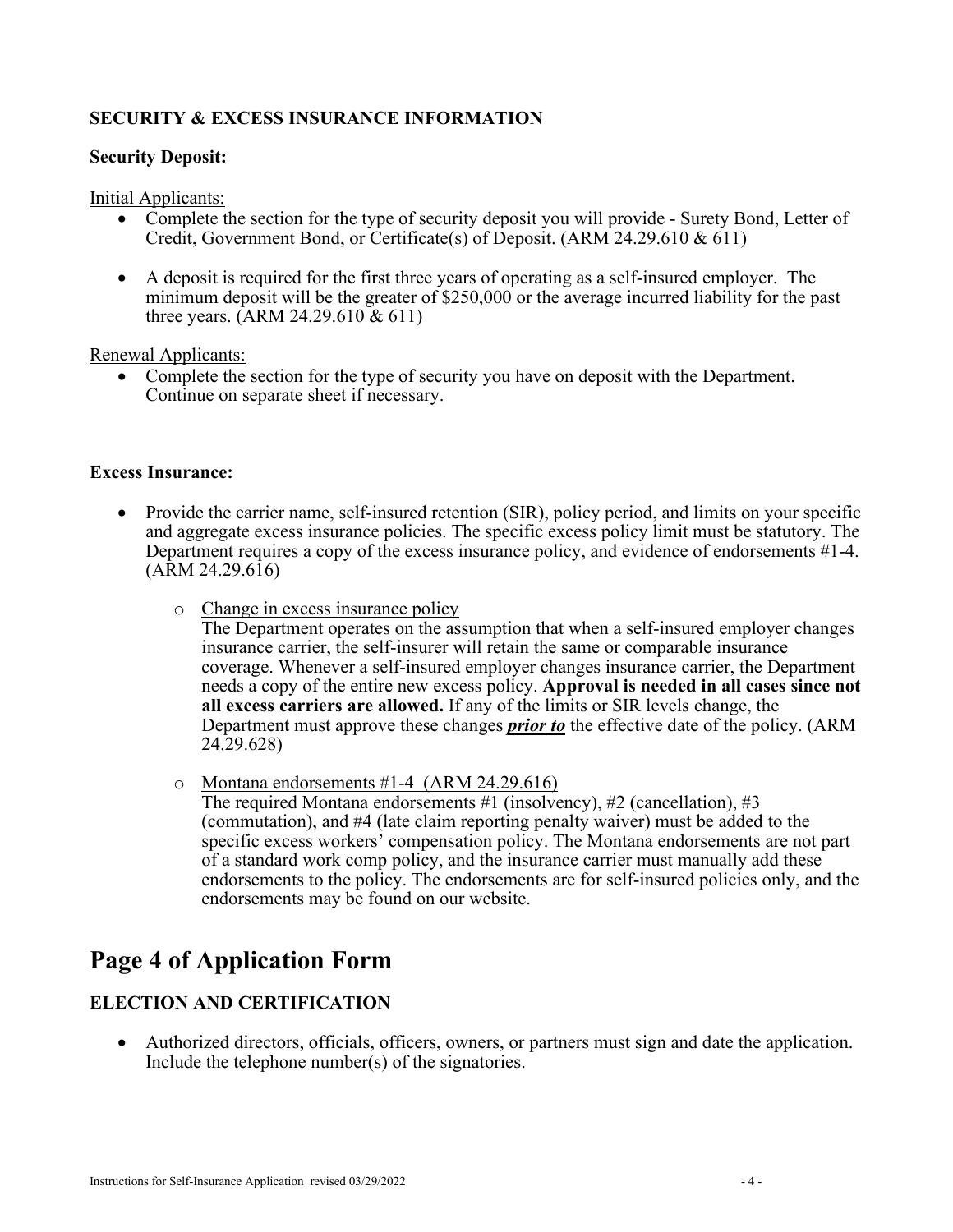**SECURITY & EXCESS INSURANCE INFORMATION**

**Security Deposit:**

Initial Applicants:

- Complete the section for the type of security deposit you will provide - Surety Bond, Letter of Credit, Government Bond, or Certificate(s) of Deposit. (ARM 24.29.610 & 611)
- A deposit is required for the first three years of operating as a self-insured employer. The minimum deposit will be the greater of $250,000 or the average incurred liability for the past three years. (ARM 24.29.610 & 611)

Renewal Applicants:

- Complete the section for the type of security you have on deposit with the Department. Continue on separate sheet if necessary.

**Excess Insurance:**

- Provide the carrier name, self-insured retention (SIR), policy period, and limits on your specific and aggregate excess insurance policies. The specific excess policy limit must be statutory. The Department requires a copy of the excess insurance policy, and evidence of endorsements #1-4. (ARM 24.29.616)
    - Change in excess insurance policy
      The Department operates on the assumption that when a self-insured employer changes insurance carrier, the self-insurer will retain the same or comparable insurance coverage. Whenever a self-insured employer changes insurance carrier, the Department needs a copy of the entire new excess policy. **Approval is needed in all cases since not all excess carriers are allowed.** If any of the limits or SIR levels change, the Department must approve these changes ***prior to*** the effective date of the policy. (ARM 24.29.628)
    - Montana endorsements #1-4 (ARM 24.29.616)
      The required Montana endorsements #1 (insolvency), #2 (cancellation), #3 (commutation), and #4 (late claim reporting penalty waiver) must be added to the specific excess workers' compensation policy. The Montana endorsements are not part of a standard work comp policy, and the insurance carrier must manually add these endorsements to the policy. The endorsements are for self-insured policies only, and the endorsements may be found on our website.

# Page 4 of Application Form

**ELECTION AND CERTIFICATION**

- Authorized directors, officials, officers, owners, or partners must sign and date the application. Include the telephone number(s) of the signatories.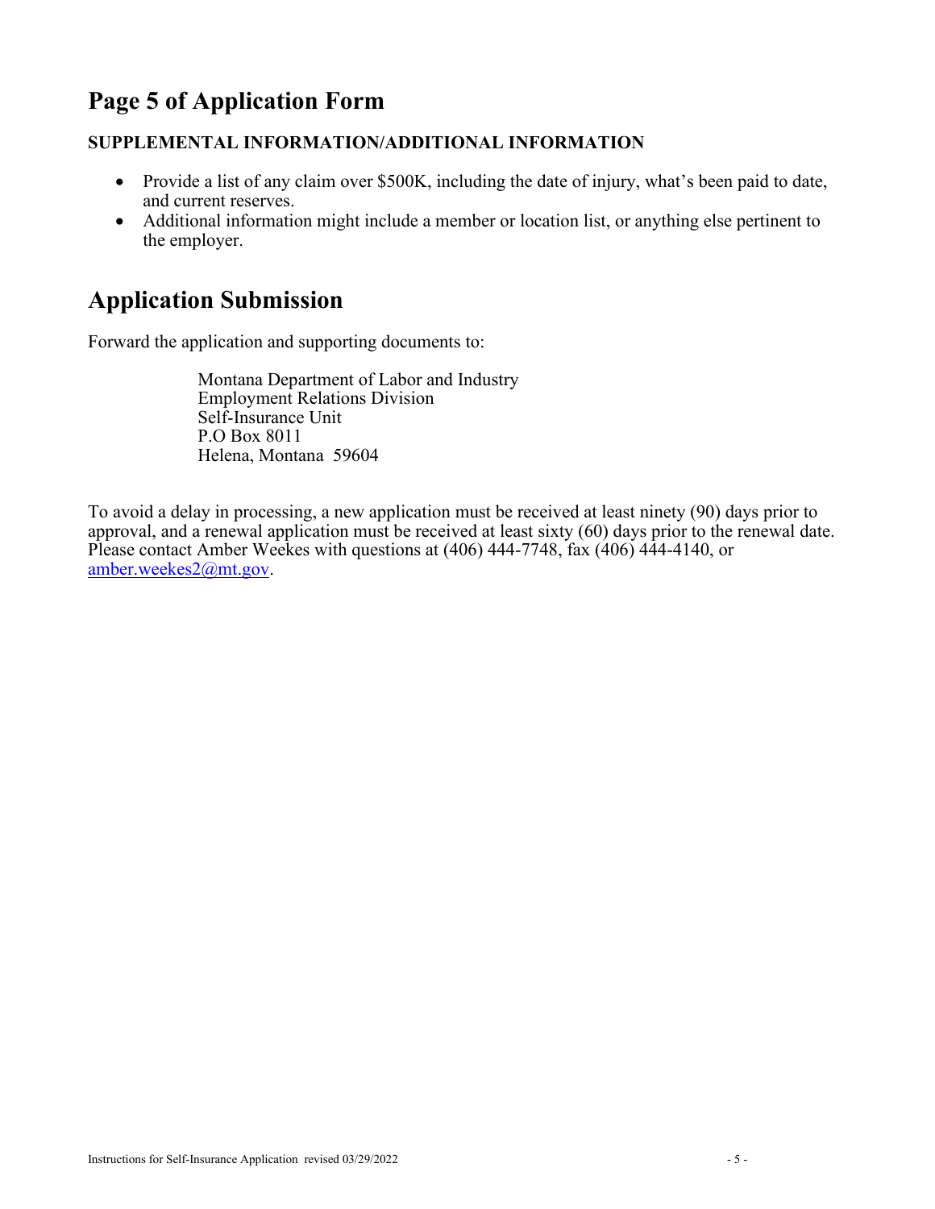## Page 5 of Application Form

### SUPPLEMENTAL INFORMATION/ADDITIONAL INFORMATION

- Provide a list of any claim over $500K, including the date of injury, what's been paid to date, and current reserves.
- Additional information might include a member or location list, or anything else pertinent to the employer.

## Application Submission

Forward the application and supporting documents to:

Montana Department of Labor and Industry
Employment Relations Division
Self-Insurance Unit
P.O Box 8011
Helena, Montana 59604

To avoid a delay in processing, a new application must be received at least ninety (90) days prior to approval, and a renewal application must be received at least sixty (60) days prior to the renewal date. Please contact Amber Weekes with questions at (406) 444-7748, fax (406) 444-4140, or amber.weekes2@mt.gov.